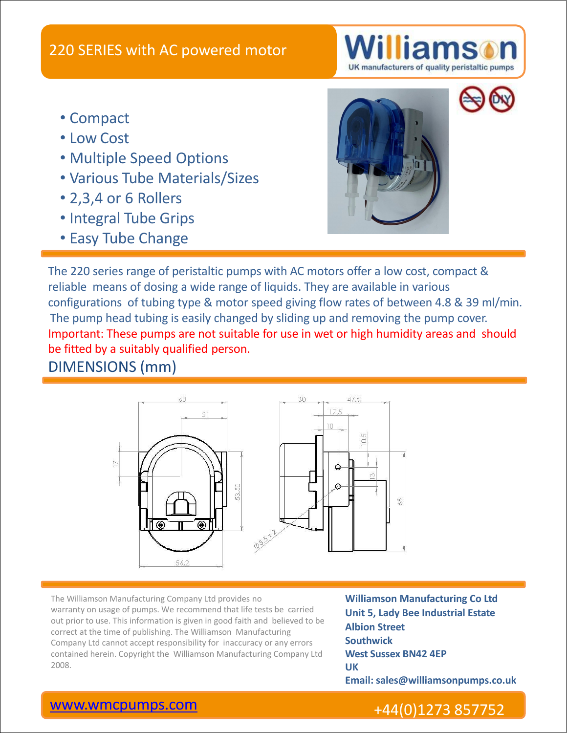# 220 SERIES with AC powered motor

**Williamson**
UK manufacturers of quality peristaltic pumps

- Compact
- Low Cost
- Multiple Speed Options
- Various Tube Materials/Sizes
- 2,3,4 or 6 Rollers
- Integral Tube Grips
- Easy Tube Change

The 220 series range of peristaltic pumps with AC motors offer a low cost, compact & reliable means of dosing a wide range of liquids. They are available in various configurations of tubing type & motor speed giving flow rates of between 4.8 & 39 ml/min. The pump head tubing is easily changed by sliding up and removing the pump cover.

Important: These pumps are not suitable for use in wet or high humidity areas and should be fitted by a suitably qualified person.

## DIMENSIONS (mm)

60, 31, 17, 53.50, 56.2, 30, 47.5, 17.5, 10, 10.5, 13, 68, Ø3.5 x 2

The Williamson Manufacturing Company Ltd provides no warranty on usage of pumps. We recommend that life tests be carried out prior to use. This information is given in good faith and believed to be correct at the time of publishing. The Williamson Manufacturing Company Ltd cannot accept responsibility for inaccuracy or any errors contained herein. Copyright the Williamson Manufacturing Company Ltd 2008.

**Williamson Manufacturing Co Ltd**
**Unit 5, Lady Bee Industrial Estate**
**Albion Street**
**Southwick**
**West Sussex BN42 4EP**
**UK**
**Email: sales@williamsonpumps.co.uk**

www.wmcpumps.com

+44(0)1273 857752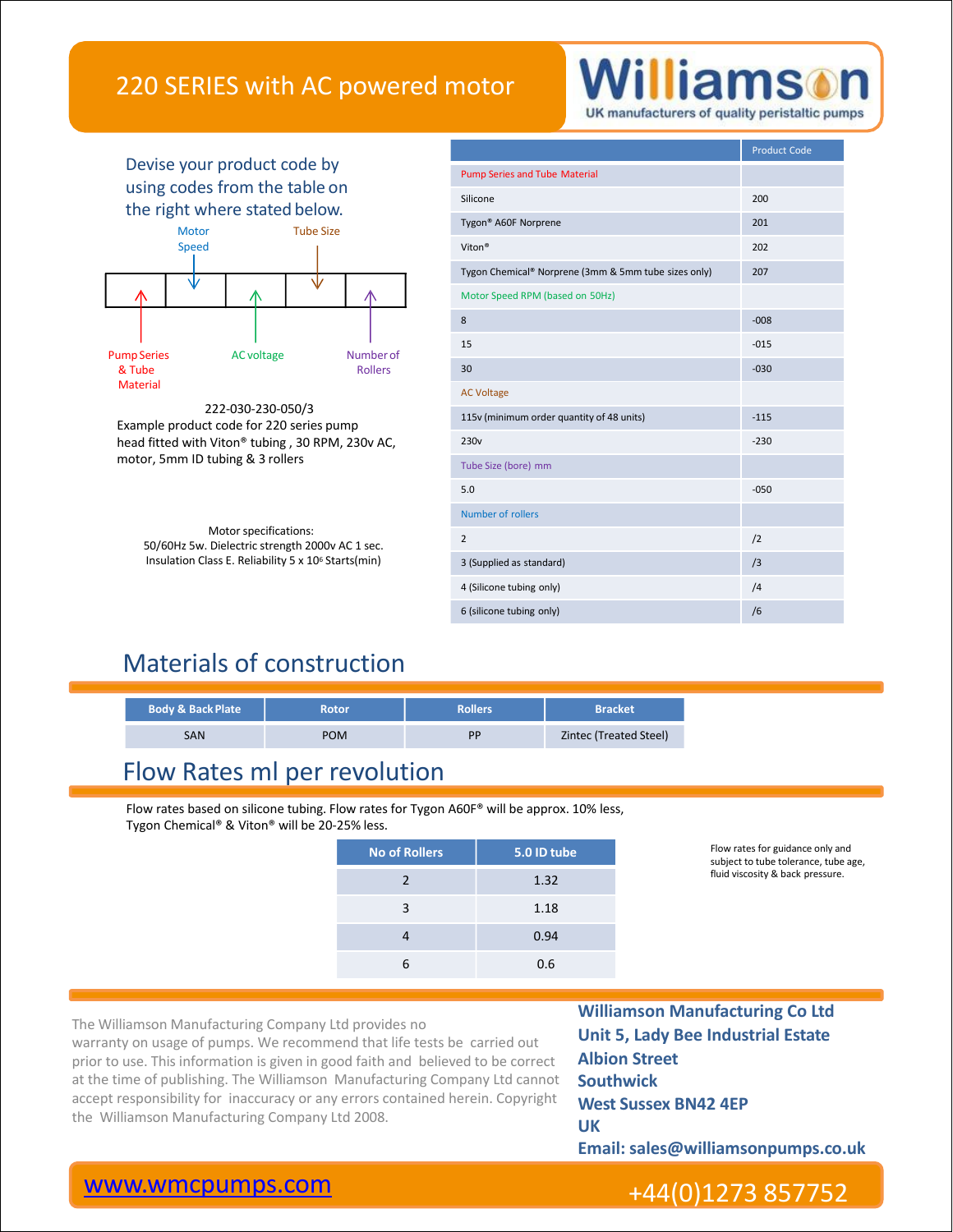# 220 SERIES with AC powered motor

**Williamson**
UK manufacturers of quality peristaltic pumps

Devise your product code by using codes from the table on the right where stated below.

Motor Speed

Tube Size

Pump Series & Tube Material

AC voltage

Number of Rollers

222-030-230-050/3

Example product code for 220 series pump head fitted with Viton® tubing , 30 RPM, 230v AC, motor, 5mm ID tubing & 3 rollers

Motor specifications:
50/60Hz 5w. Dielectric strength 2000v AC 1 sec.
Insulation Class E. Reliability 5 x $10^6$ Starts(min)

| | Product Code |
|---|---|
| Pump Series and Tube Material | |
| Silicone | 200 |
| Tygon® A60F Norprene | 201 |
| Viton® | 202 |
| Tygon Chemical® Norprene (3mm & 5mm tube sizes only) | 207 |
| Motor Speed RPM (based on 50Hz) | |
| 8 | -008 |
| 15 | -015 |
| 30 | -030 |
| AC Voltage | |
| 115v (minimum order quantity of 48 units) | -115 |
| 230v | -230 |
| Tube Size (bore) mm | |
| 5.0 | -050 |
| Number of rollers | |
| 2 | /2 |
| 3 (Supplied as standard) | /3 |
| 4 (Silicone tubing only) | /4 |
| 6 (silicone tubing only) | /6 |

## Materials of construction

| Body & Back Plate | Rotor | Rollers | Bracket |
|---|---|---|---|
| SAN | POM | PP | Zintec (Treated Steel) |

## Flow Rates ml per revolution

Flow rates based on silicone tubing. Flow rates for Tygon A60F® will be approx. 10% less, Tygon Chemical® & Viton® will be 20-25% less.

| No of Rollers | 5.0 ID tube |
|---|---|
| 2 | 1.32 |
| 3 | 1.18 |
| 4 | 0.94 |
| 6 | 0.6 |

Flow rates for guidance only and subject to tube tolerance, tube age, fluid viscosity & back pressure.

The Williamson Manufacturing Company Ltd provides no warranty on usage of pumps. We recommend that life tests be carried out prior to use. This information is given in good faith and believed to be correct at the time of publishing. The Williamson Manufacturing Company Ltd cannot accept responsibility for inaccuracy or any errors contained herein. Copyright the Williamson Manufacturing Company Ltd 2008.

**Williamson Manufacturing Co Ltd**
**Unit 5, Lady Bee Industrial Estate**
**Albion Street**
**Southwick**
**West Sussex BN42 4EP**
**UK**
**Email: sales@williamsonpumps.co.uk**

www.wmcpumps.com

+44(0)1273 857752